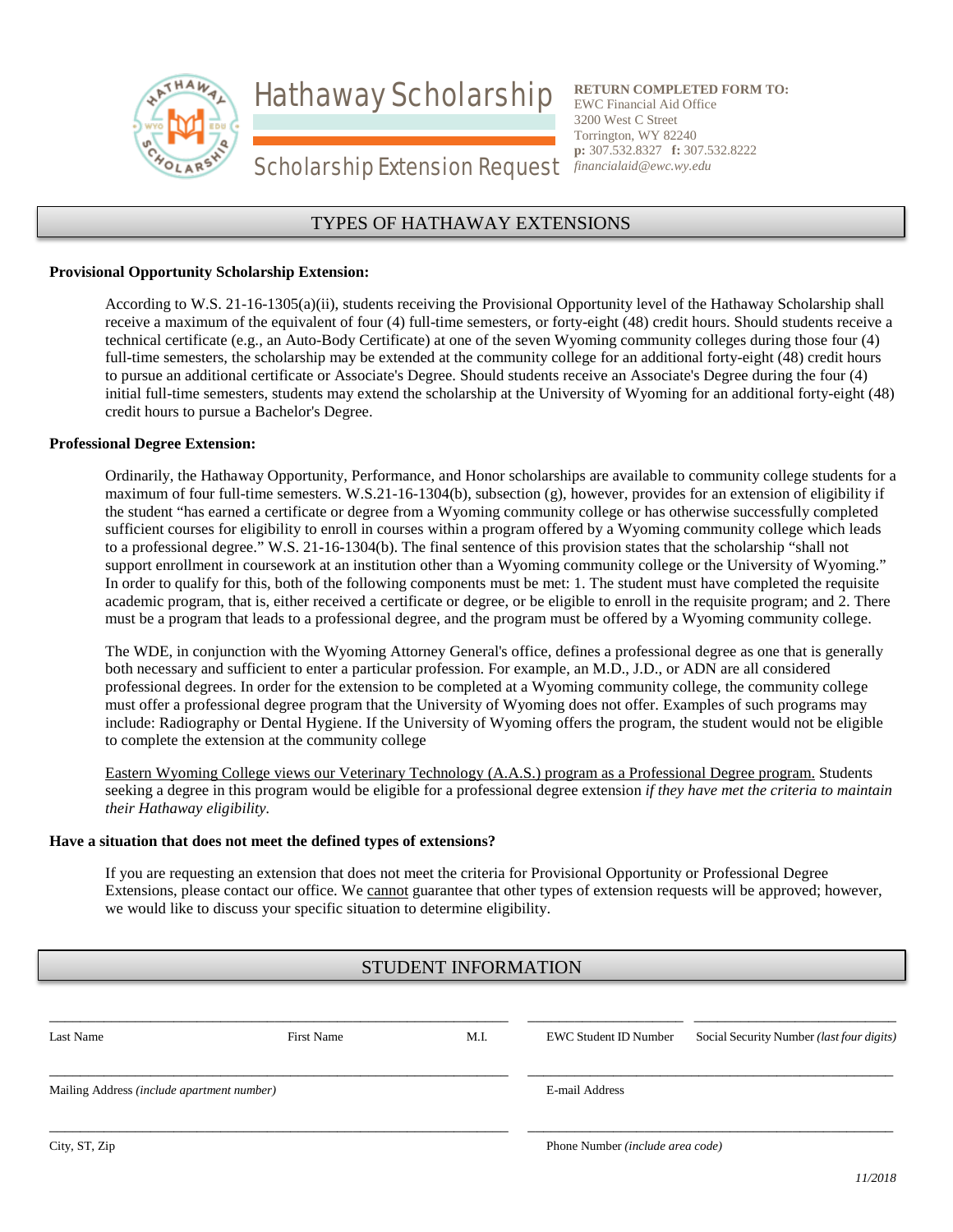# Hathaway Scholarship

## Scholarship Extension Request

**RETURN COMPLETED FORM TO:**
EWC Financial Aid Office
3200 West C Street
Torrington, WY 82240
**p:** 307.532.8327 **f:** 307.532.8222
*financialaid@ewc.wy.edu*

## TYPES OF HATHAWAY EXTENSIONS

**Provisional Opportunity Scholarship Extension:**

According to W.S. 21-16-1305(a)(ii), students receiving the Provisional Opportunity level of the Hathaway Scholarship shall receive a maximum of the equivalent of four (4) full-time semesters, or forty-eight (48) credit hours. Should students receive a technical certificate (e.g., an Auto-Body Certificate) at one of the seven Wyoming community colleges during those four (4) full-time semesters, the scholarship may be extended at the community college for an additional forty-eight (48) credit hours to pursue an additional certificate or Associate's Degree. Should students receive an Associate's Degree during the four (4) initial full-time semesters, students may extend the scholarship at the University of Wyoming for an additional forty-eight (48) credit hours to pursue a Bachelor's Degree.

**Professional Degree Extension:**

Ordinarily, the Hathaway Opportunity, Performance, and Honor scholarships are available to community college students for a maximum of four full-time semesters. W.S.21-16-1304(b), subsection (g), however, provides for an extension of eligibility if the student "has earned a certificate or degree from a Wyoming community college or has otherwise successfully completed sufficient courses for eligibility to enroll in courses within a program offered by a Wyoming community college which leads to a professional degree." W.S. 21-16-1304(b). The final sentence of this provision states that the scholarship "shall not support enrollment in coursework at an institution other than a Wyoming community college or the University of Wyoming." In order to qualify for this, both of the following components must be met: 1. The student must have completed the requisite academic program, that is, either received a certificate or degree, or be eligible to enroll in the requisite program; and 2. There must be a program that leads to a professional degree, and the program must be offered by a Wyoming community college.

The WDE, in conjunction with the Wyoming Attorney General's office, defines a professional degree as one that is generally both necessary and sufficient to enter a particular profession. For example, an M.D., J.D., or ADN are all considered professional degrees. In order for the extension to be completed at a Wyoming community college, the community college must offer a professional degree program that the University of Wyoming does not offer. Examples of such programs may include: Radiography or Dental Hygiene. If the University of Wyoming offers the program, the student would not be eligible to complete the extension at the community college

<u>Eastern Wyoming College views our Veterinary Technology (A.A.S.) program as a Professional Degree program.</u> Students seeking a degree in this program would be eligible for a professional degree extension *if they have met the criteria to maintain their Hathaway eligibility.*

**Have a situation that does not meet the defined types of extensions?**

If you are requesting an extension that does not meet the criteria for Provisional Opportunity or Professional Degree Extensions, please contact our office. We <u>cannot</u> guarantee that other types of extension requests will be approved; however, we would like to discuss your specific situation to determine eligibility.

## STUDENT INFORMATION

Last Name ____________ First Name ____________ M.I. ____ EWC Student ID Number ____________ Social Security Number *(last four digits)* ____________

Mailing Address *(include apartment number)* ________________________ E-mail Address ________________________

City, ST, Zip ________________________ Phone Number *(include area code)* ________________________

*11/2018*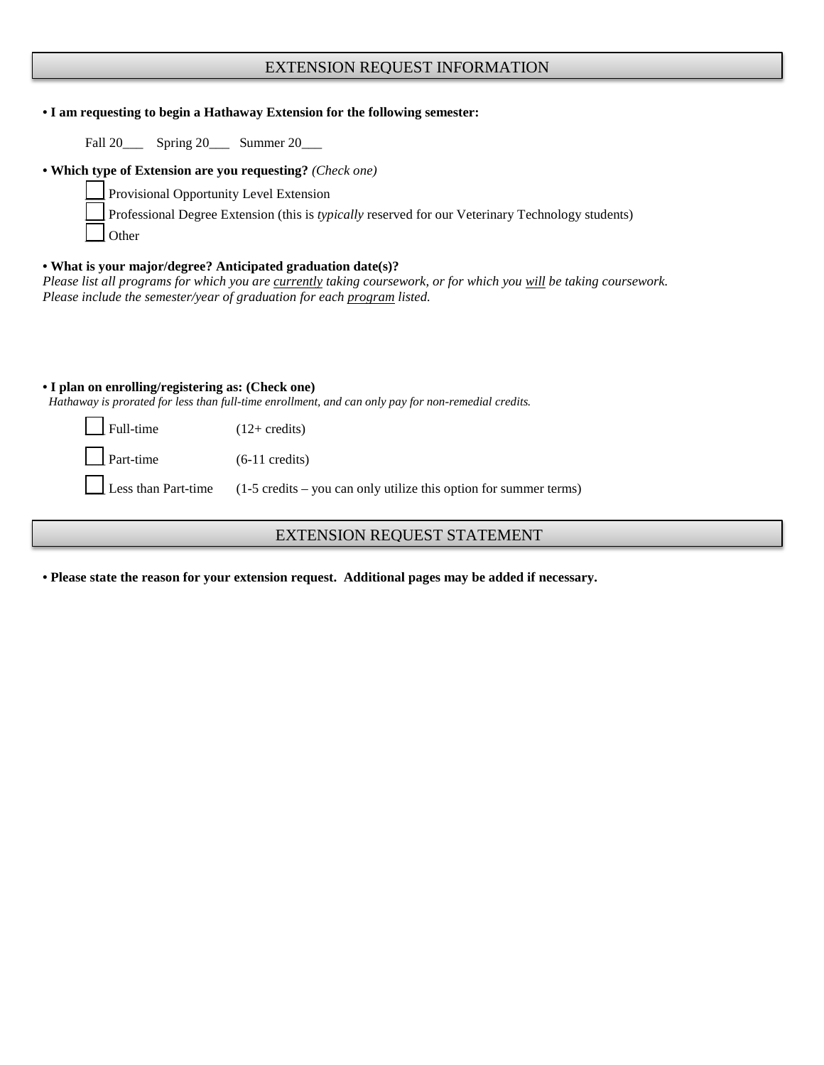## EXTENSION REQUEST INFORMATION

**• I am requesting to begin a Hathaway Extension for the following semester:**

Fall 20___ Spring 20___ Summer 20___

**• Which type of Extension are you requesting?** *(Check one)*

- ☐ Provisional Opportunity Level Extension
- ☐ Professional Degree Extension (this is *typically* reserved for our Veterinary Technology students)
- ☐ Other

**• What is your major/degree? Anticipated graduation date(s)?**

*Please list all programs for which you are currently taking coursework, or for which you will be taking coursework. Please include the semester/year of graduation for each program listed.*

**• I plan on enrolling/registering as: (Check one)**

*Hathaway is prorated for less than full-time enrollment, and can only pay for non-remedial credits.*

- ☐ Full-time (12+ credits)
- ☐ Part-time (6-11 credits)
- ☐ Less than Part-time (1-5 credits – you can only utilize this option for summer terms)

## EXTENSION REQUEST STATEMENT

**• Please state the reason for your extension request. Additional pages may be added if necessary.**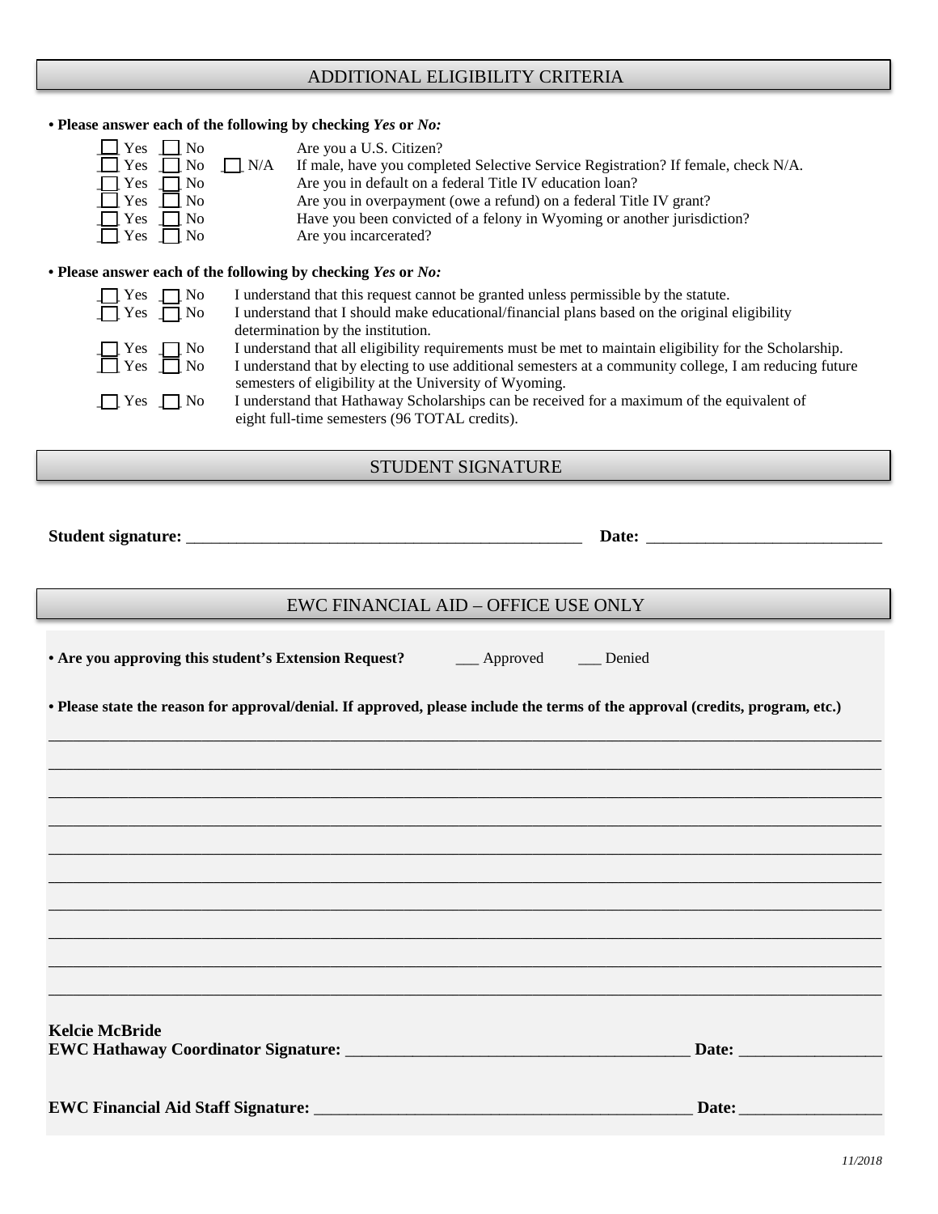## ADDITIONAL ELIGIBILITY CRITERIA

**• Please answer each of the following by checking *Yes* or *No:***

- ☐ Yes ☐ No — Are you a U.S. Citizen?
- ☐ Yes ☐ No ☐ N/A — If male, have you completed Selective Service Registration? If female, check N/A.
- ☐ Yes ☐ No — Are you in default on a federal Title IV education loan?
- ☐ Yes ☐ No — Are you in overpayment (owe a refund) on a federal Title IV grant?
- ☐ Yes ☐ No — Have you been convicted of a felony in Wyoming or another jurisdiction?
- ☐ Yes ☐ No — Are you incarcerated?

**• Please answer each of the following by checking *Yes* or *No:***

- ☐ Yes ☐ No — I understand that this request cannot be granted unless permissible by the statute.
- ☐ Yes ☐ No — I understand that I should make educational/financial plans based on the original eligibility determination by the institution.
- ☐ Yes ☐ No — I understand that all eligibility requirements must be met to maintain eligibility for the Scholarship.
- ☐ Yes ☐ No — I understand that by electing to use additional semesters at a community college, I am reducing future semesters of eligibility at the University of Wyoming.
- ☐ Yes ☐ No — I understand that Hathaway Scholarships can be received for a maximum of the equivalent of eight full-time semesters (96 TOTAL credits).

## STUDENT SIGNATURE

**Student signature:** _______________________________________________ **Date:** ____________________________

## EWC FINANCIAL AID – OFFICE USE ONLY

**• Are you approving this student's Extension Request?** ___ Approved ___ Denied

**• Please state the reason for approval/denial. If approved, please include the terms of the approval (credits, program, etc.)**

__________________________________________________________________________________________________

__________________________________________________________________________________________________

__________________________________________________________________________________________________

__________________________________________________________________________________________________

__________________________________________________________________________________________________

__________________________________________________________________________________________________

__________________________________________________________________________________________________

__________________________________________________________________________________________________

__________________________________________________________________________________________________

__________________________________________________________________________________________________

**Kelcie McBride**
**EWC Hathaway Coordinator Signature:** _________________________________________ **Date:** _________________

**EWC Financial Aid Staff Signature:** _____________________________________________ **Date:** _________________

*11/2018*